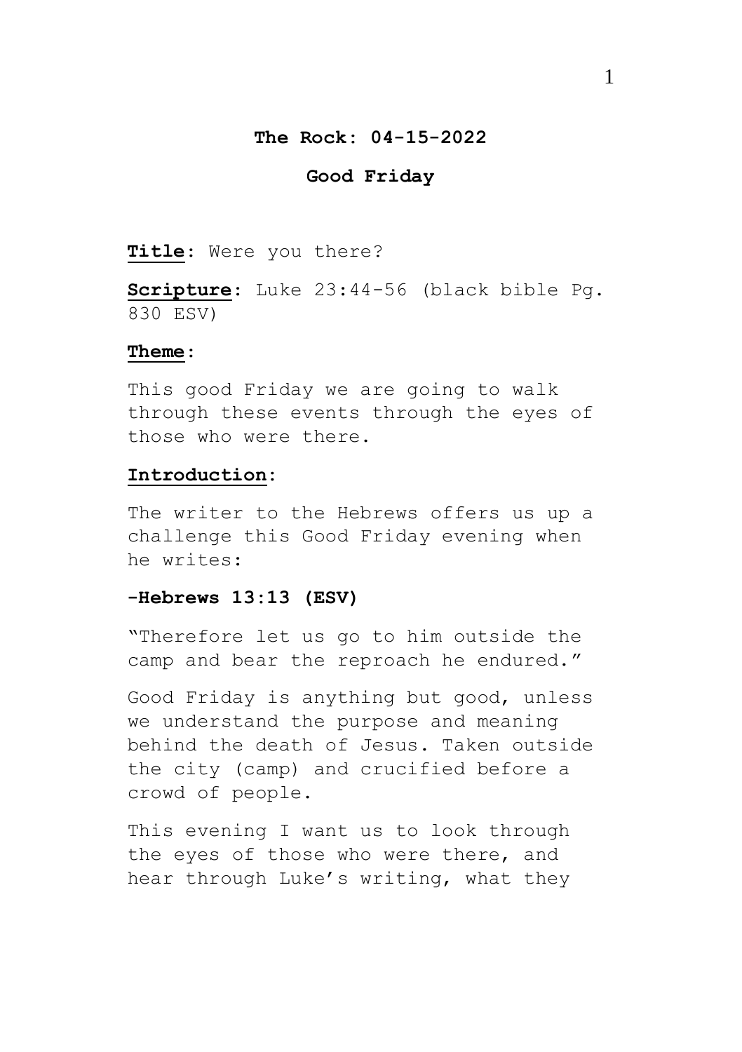**The Rock: 04-15-2022**

**Good Friday**

**Title**: Were you there?

**Scripture**: Luke 23:44-56 (black bible Pg. 830 ESV)

**Theme**:

This good Friday we are going to walk through these events through the eyes of those who were there.

**Introduction**:

The writer to the Hebrews offers us up a challenge this Good Friday evening when he writes:

**-Hebrews 13:13 (ESV)**

"Therefore let us go to him outside the camp and bear the reproach he endured."

Good Friday is anything but good, unless we understand the purpose and meaning behind the death of Jesus. Taken outside the city (camp) and crucified before a crowd of people.

This evening I want us to look through the eyes of those who were there, and hear through Luke's writing, what they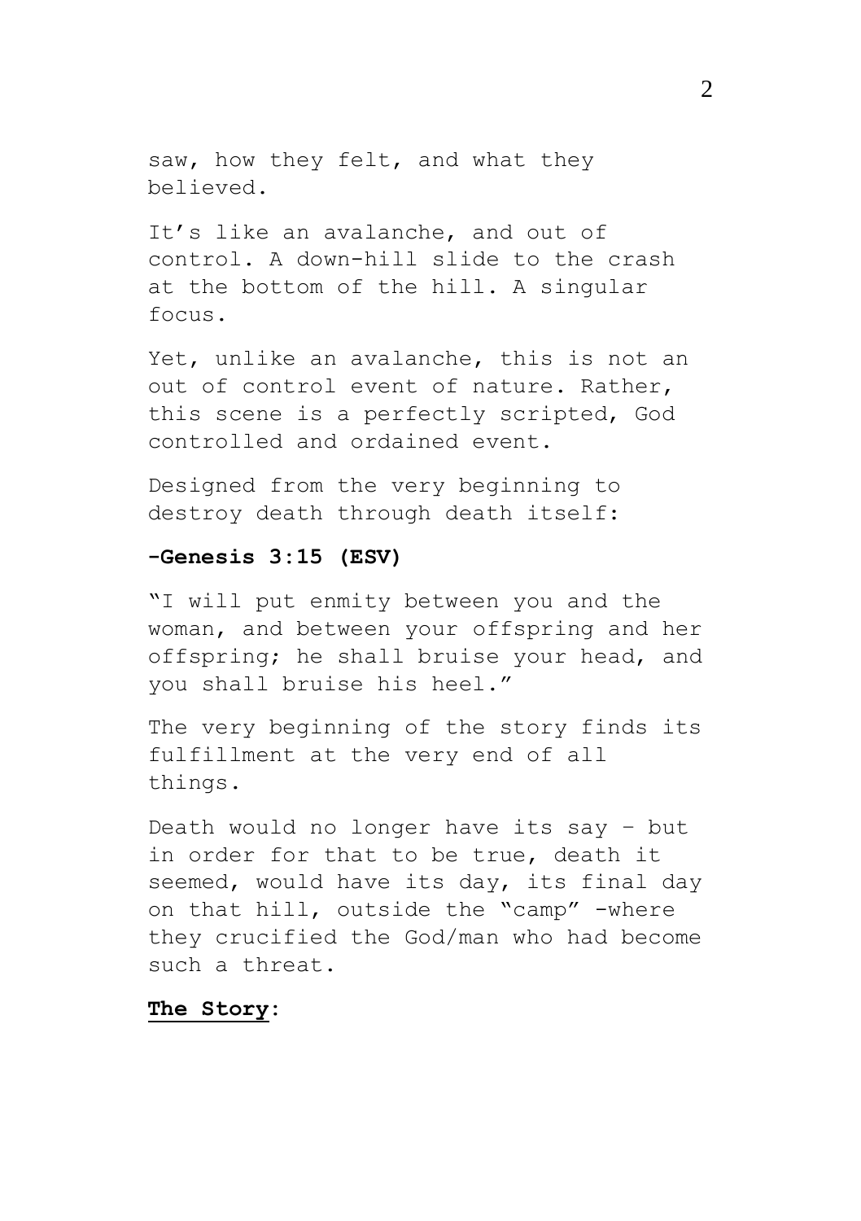saw, how they felt, and what they believed.

It's like an avalanche, and out of control. A down-hill slide to the crash at the bottom of the hill. A singular focus.

Yet, unlike an avalanche, this is not an out of control event of nature. Rather, this scene is a perfectly scripted, God controlled and ordained event.

Designed from the very beginning to destroy death through death itself:

**-Genesis 3:15 (ESV)**

"I will put enmity between you and the woman, and between your offspring and her offspring; he shall bruise your head, and you shall bruise his heel."

The very beginning of the story finds its fulfillment at the very end of all things.

Death would no longer have its say – but in order for that to be true, death it seemed, would have its day, its final day on that hill, outside the "camp" -where they crucified the God/man who had become such a threat.

**The Story:**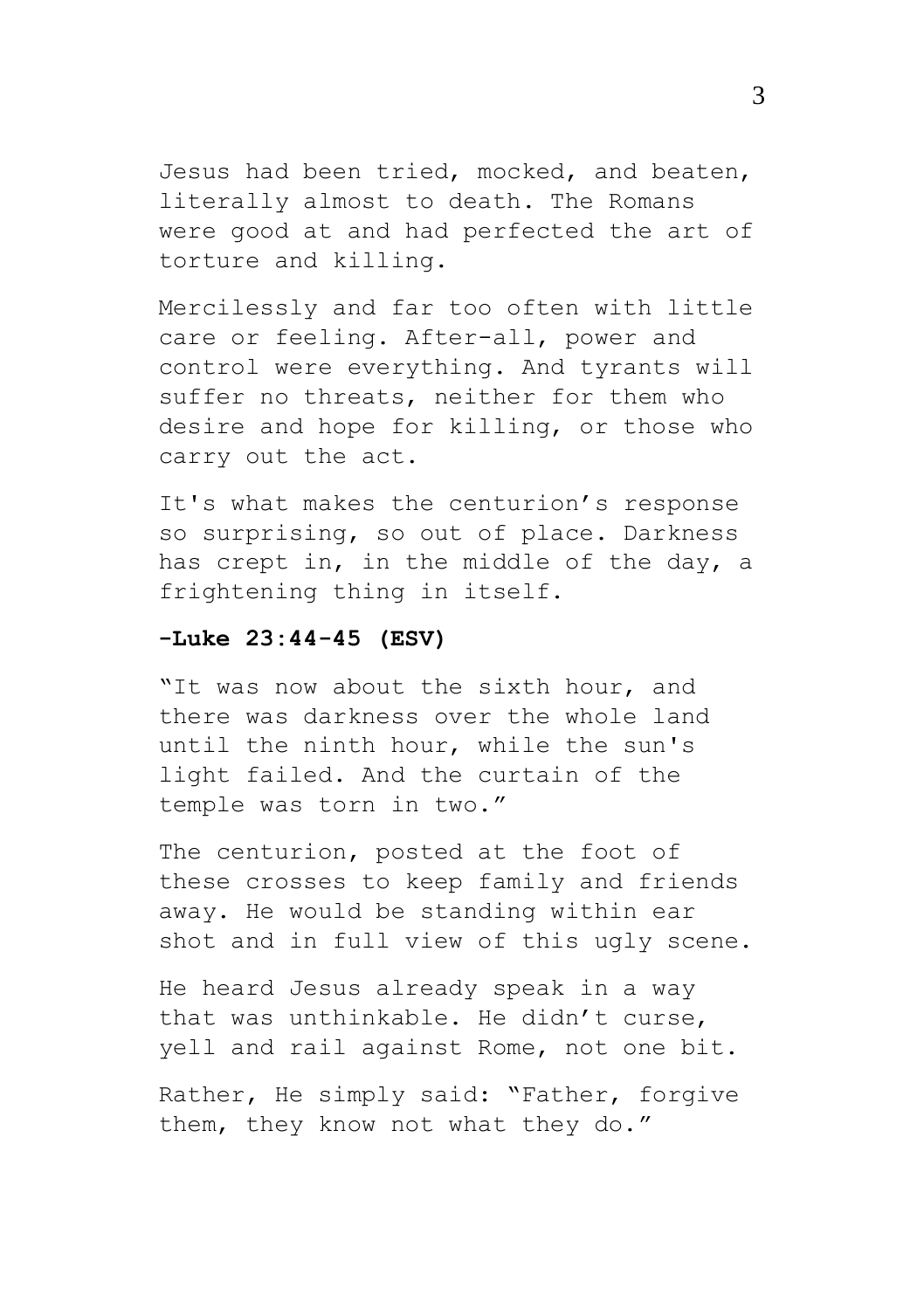Jesus had been tried, mocked, and beaten, literally almost to death. The Romans were good at and had perfected the art of torture and killing.

Mercilessly and far too often with little care or feeling. After-all, power and control were everything. And tyrants will suffer no threats, neither for them who desire and hope for killing, or those who carry out the act.

It's what makes the centurion's response so surprising, so out of place. Darkness has crept in, in the middle of the day, a frightening thing in itself.

**-Luke 23:44-45 (ESV)**

"It was now about the sixth hour, and there was darkness over the whole land until the ninth hour, while the sun's light failed. And the curtain of the temple was torn in two."

The centurion, posted at the foot of these crosses to keep family and friends away. He would be standing within ear shot and in full view of this ugly scene.

He heard Jesus already speak in a way that was unthinkable. He didn't curse, yell and rail against Rome, not one bit.

Rather, He simply said: "Father, forgive them, they know not what they do."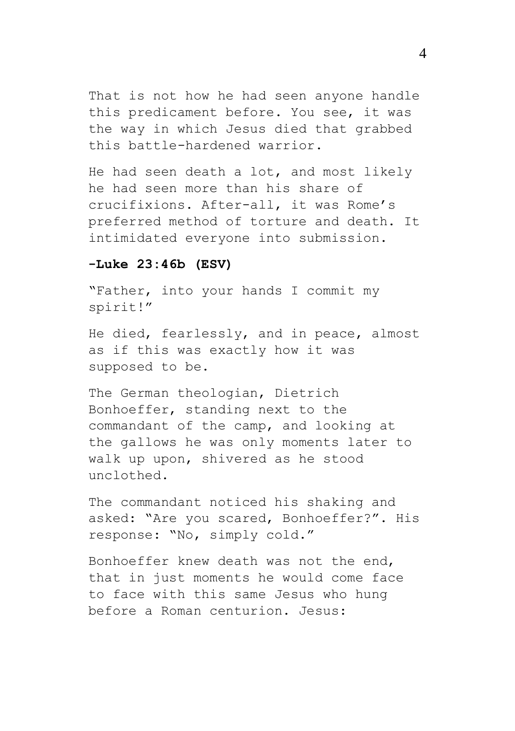That is not how he had seen anyone handle this predicament before. You see, it was the way in which Jesus died that grabbed this battle-hardened warrior.

He had seen death a lot, and most likely he had seen more than his share of crucifixions. After-all, it was Rome's preferred method of torture and death. It intimidated everyone into submission.

**-Luke 23:46b (ESV)**

"Father, into your hands I commit my spirit!"

He died, fearlessly, and in peace, almost as if this was exactly how it was supposed to be.

The German theologian, Dietrich Bonhoeffer, standing next to the commandant of the camp, and looking at the gallows he was only moments later to walk up upon, shivered as he stood unclothed.

The commandant noticed his shaking and asked: "Are you scared, Bonhoeffer?". His response: "No, simply cold."

Bonhoeffer knew death was not the end, that in just moments he would come face to face with this same Jesus who hung before a Roman centurion. Jesus: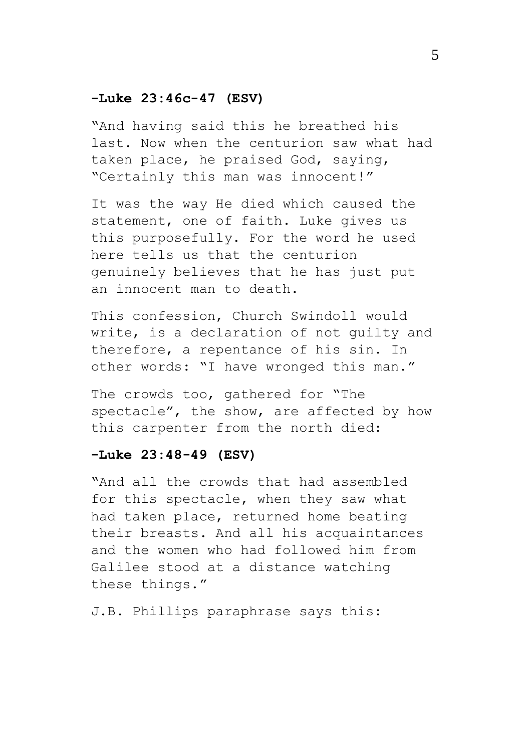**-Luke 23:46c-47 (ESV)**

"And having said this he breathed his last. Now when the centurion saw what had taken place, he praised God, saying, "Certainly this man was innocent!"

It was the way He died which caused the statement, one of faith. Luke gives us this purposefully. For the word he used here tells us that the centurion genuinely believes that he has just put an innocent man to death.

This confession, Church Swindoll would write, is a declaration of not guilty and therefore, a repentance of his sin. In other words: "I have wronged this man."

The crowds too, gathered for "The spectacle", the show, are affected by how this carpenter from the north died:

**-Luke 23:48-49 (ESV)**

"And all the crowds that had assembled for this spectacle, when they saw what had taken place, returned home beating their breasts. And all his acquaintances and the women who had followed him from Galilee stood at a distance watching these things."

J.B. Phillips paraphrase says this: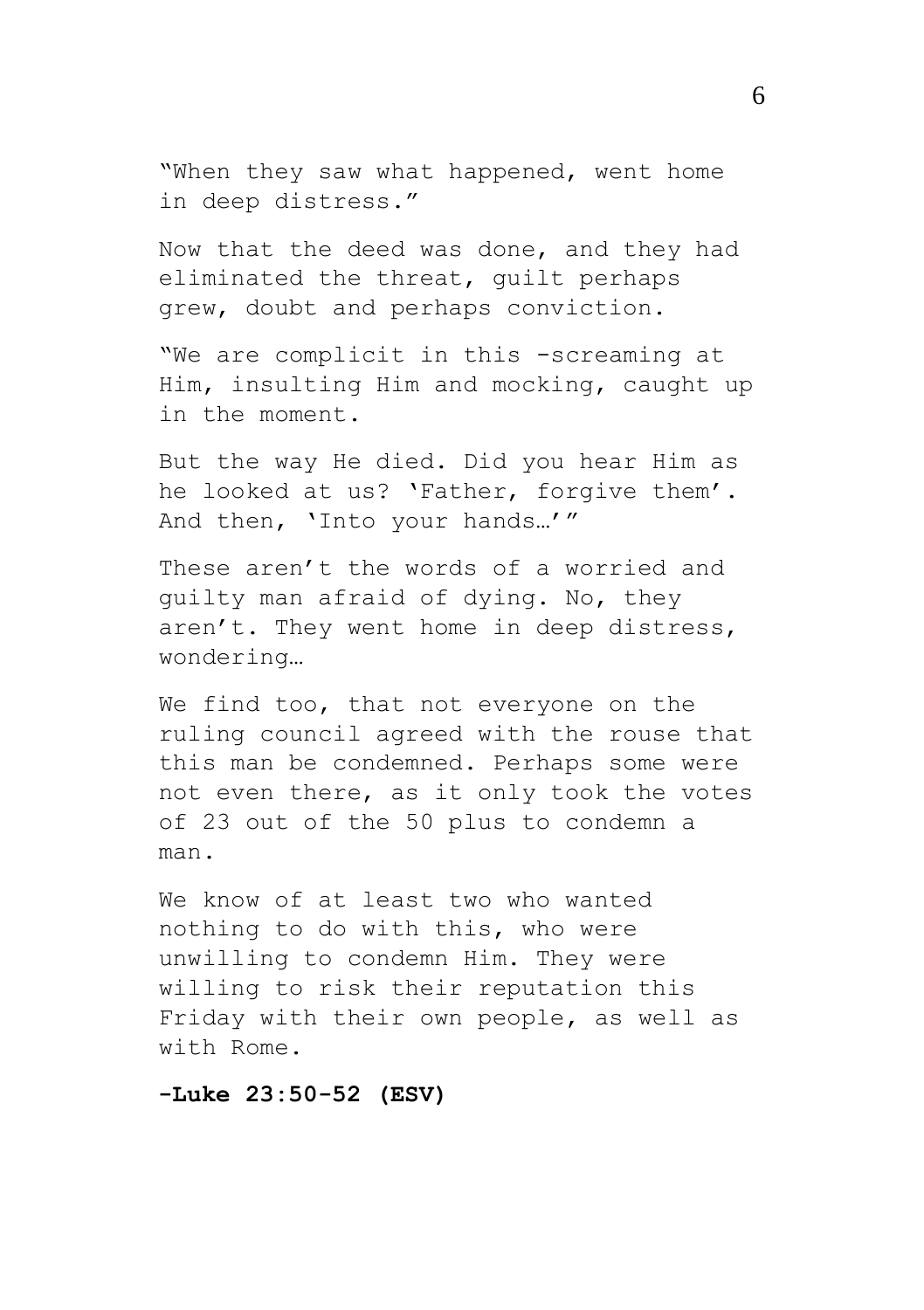"When they saw what happened, went home in deep distress."

Now that the deed was done, and they had eliminated the threat, guilt perhaps grew, doubt and perhaps conviction.

"We are complicit in this -screaming at Him, insulting Him and mocking, caught up in the moment.

But the way He died. Did you hear Him as he looked at us? 'Father, forgive them'. And then, 'Into your hands…'"

These aren't the words of a worried and guilty man afraid of dying. No, they aren't. They went home in deep distress, wondering…

We find too, that not everyone on the ruling council agreed with the rouse that this man be condemned. Perhaps some were not even there, as it only took the votes of 23 out of the 50 plus to condemn a man.

We know of at least two who wanted nothing to do with this, who were unwilling to condemn Him. They were willing to risk their reputation this Friday with their own people, as well as with Rome.

**-Luke 23:50-52 (ESV)**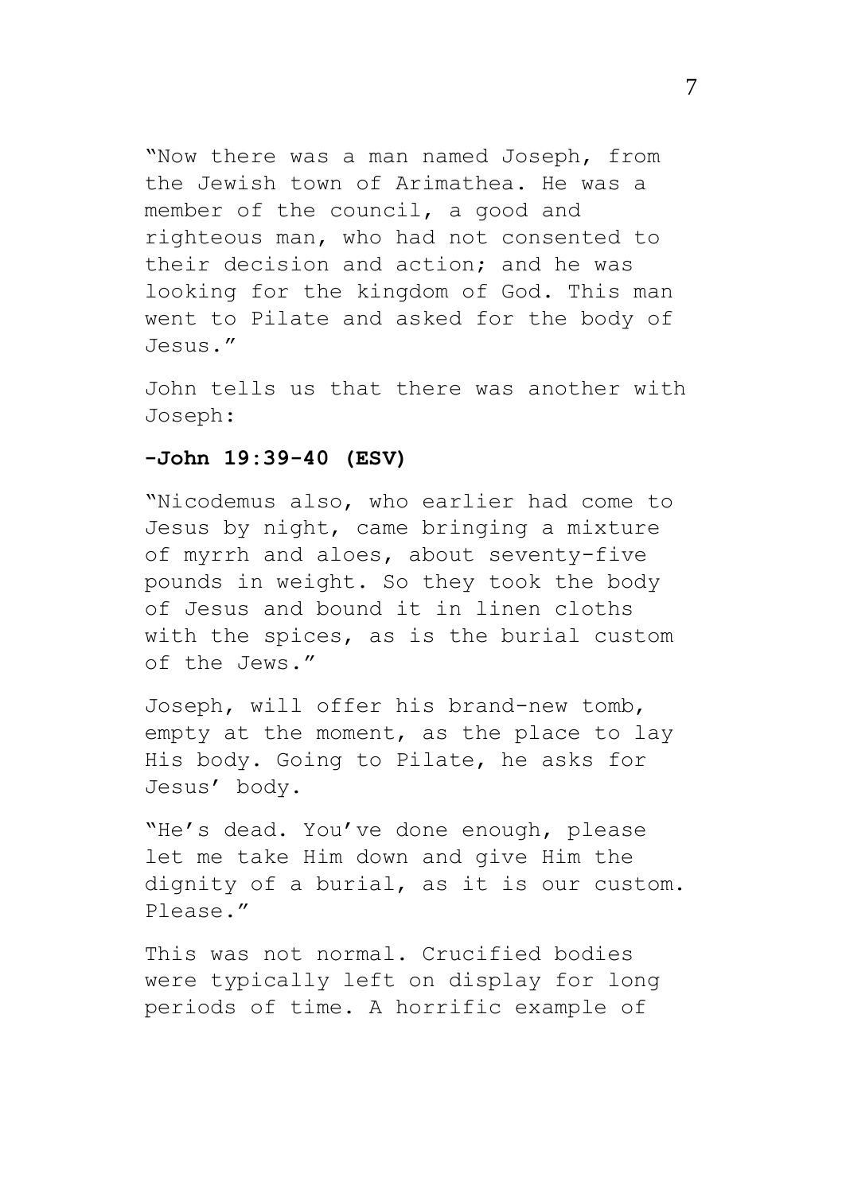"Now there was a man named Joseph, from the Jewish town of Arimathea. He was a member of the council, a good and righteous man, who had not consented to their decision and action; and he was looking for the kingdom of God. This man went to Pilate and asked for the body of Jesus."

John tells us that there was another with Joseph:

**-John 19:39-40 (ESV)**

"Nicodemus also, who earlier had come to Jesus by night, came bringing a mixture of myrrh and aloes, about seventy-five pounds in weight. So they took the body of Jesus and bound it in linen cloths with the spices, as is the burial custom of the Jews."

Joseph, will offer his brand-new tomb, empty at the moment, as the place to lay His body. Going to Pilate, he asks for Jesus' body.

"He's dead. You've done enough, please let me take Him down and give Him the dignity of a burial, as it is our custom. Please."

This was not normal. Crucified bodies were typically left on display for long periods of time. A horrific example of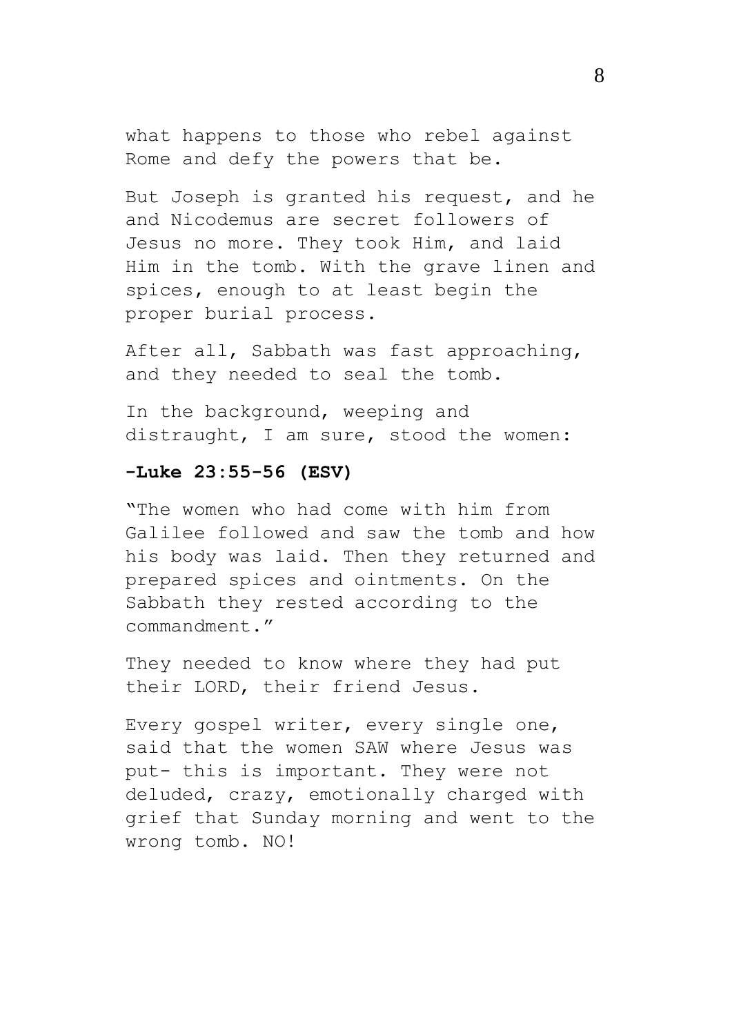what happens to those who rebel against Rome and defy the powers that be.

But Joseph is granted his request, and he and Nicodemus are secret followers of Jesus no more. They took Him, and laid Him in the tomb. With the grave linen and spices, enough to at least begin the proper burial process.

After all, Sabbath was fast approaching, and they needed to seal the tomb.

In the background, weeping and distraught, I am sure, stood the women:

**-Luke 23:55-56 (ESV)**

"The women who had come with him from Galilee followed and saw the tomb and how his body was laid. Then they returned and prepared spices and ointments. On the Sabbath they rested according to the commandment."

They needed to know where they had put their LORD, their friend Jesus.

Every gospel writer, every single one, said that the women SAW where Jesus was put- this is important. They were not deluded, crazy, emotionally charged with grief that Sunday morning and went to the wrong tomb. NO!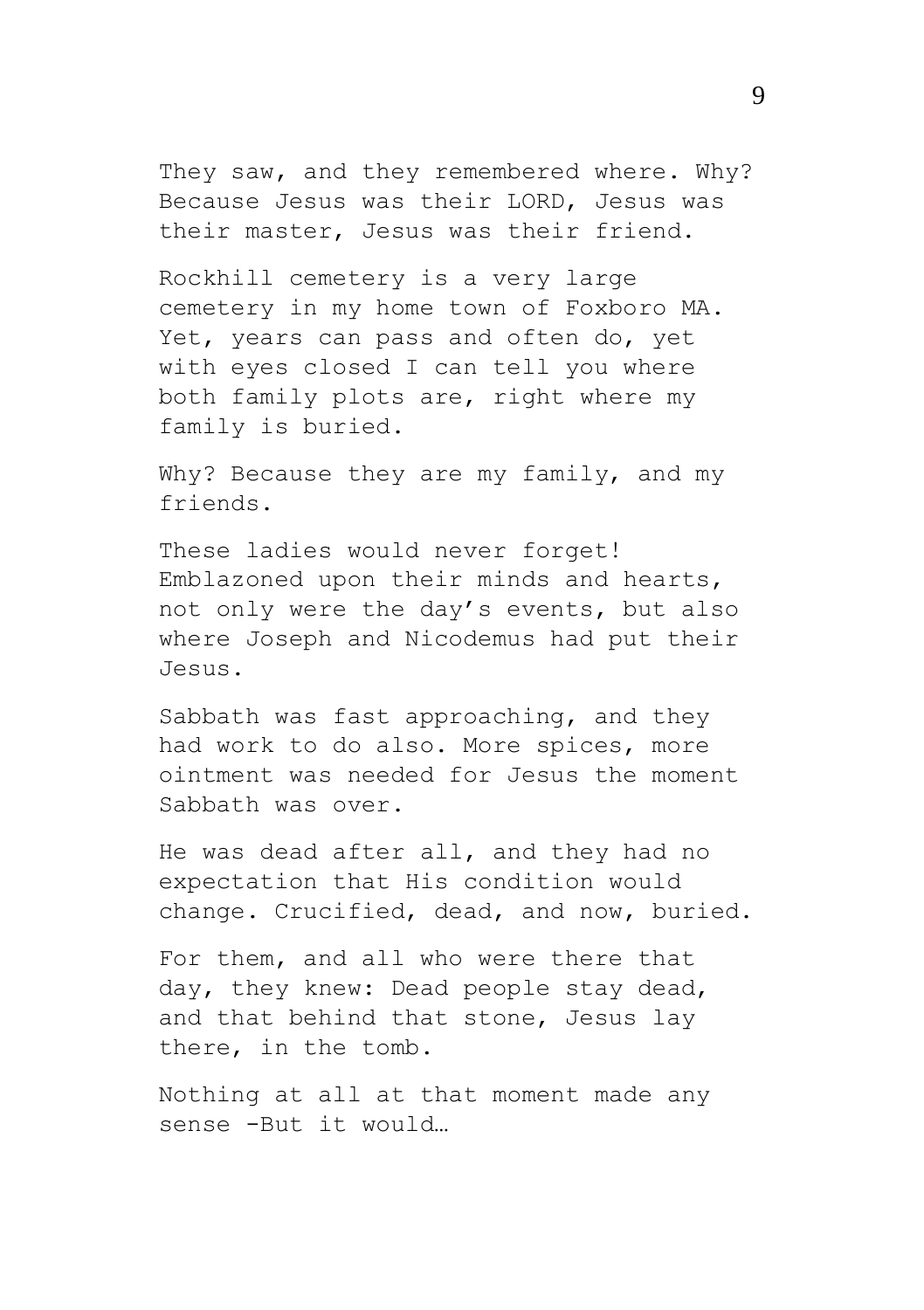They saw, and they remembered where. Why? Because Jesus was their LORD, Jesus was their master, Jesus was their friend.

Rockhill cemetery is a very large cemetery in my home town of Foxboro MA. Yet, years can pass and often do, yet with eyes closed I can tell you where both family plots are, right where my family is buried.

Why? Because they are my family, and my friends.

These ladies would never forget! Emblazoned upon their minds and hearts, not only were the day's events, but also where Joseph and Nicodemus had put their Jesus.

Sabbath was fast approaching, and they had work to do also. More spices, more ointment was needed for Jesus the moment Sabbath was over.

He was dead after all, and they had no expectation that His condition would change. Crucified, dead, and now, buried.

For them, and all who were there that day, they knew: Dead people stay dead, and that behind that stone, Jesus lay there, in the tomb.

Nothing at all at that moment made any sense -But it would…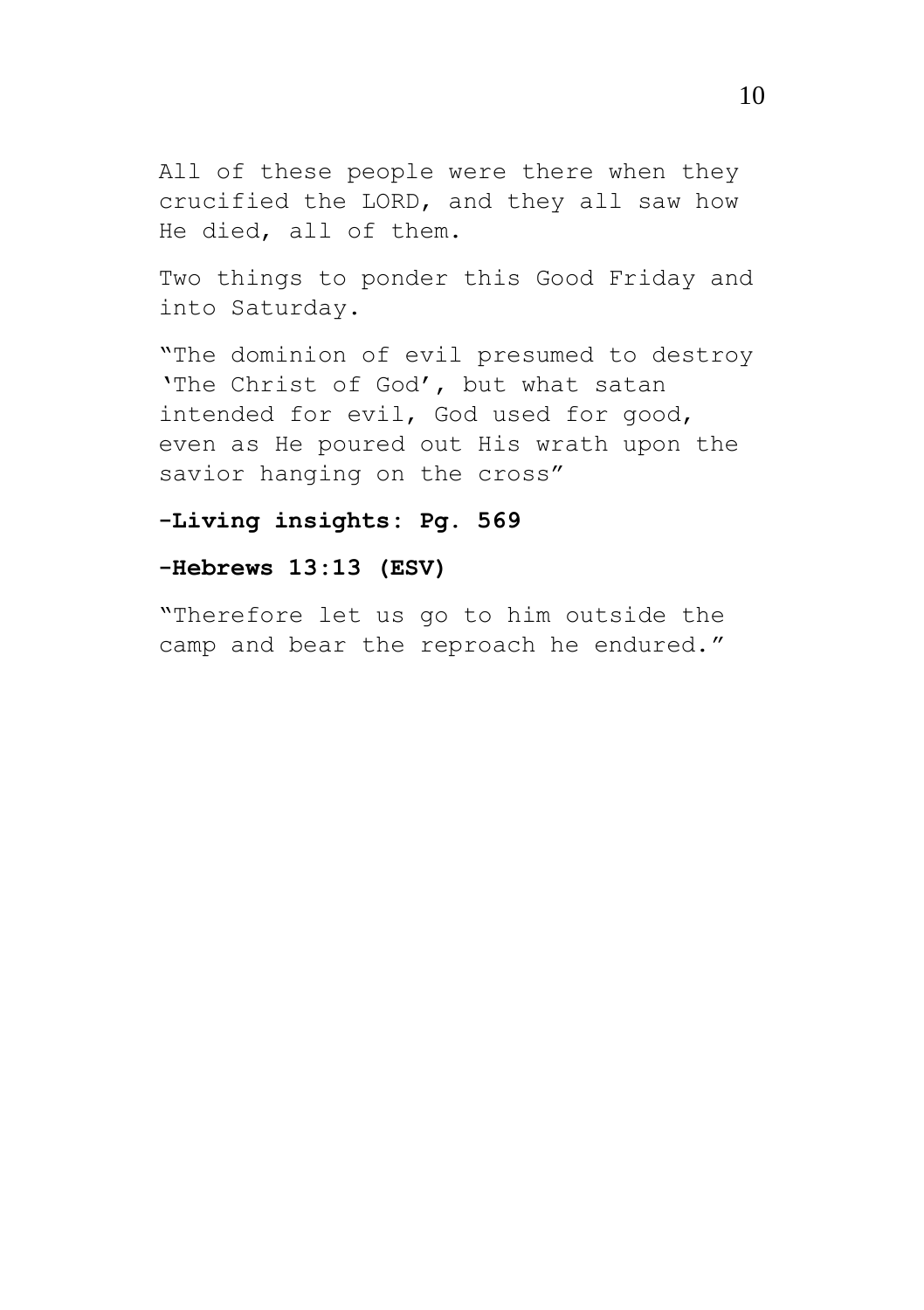All of these people were there when they crucified the LORD, and they all saw how He died, all of them.

Two things to ponder this Good Friday and into Saturday.

"The dominion of evil presumed to destroy 'The Christ of God', but what satan intended for evil, God used for good, even as He poured out His wrath upon the savior hanging on the cross"

**-Living insights: Pg. 569**

**-Hebrews 13:13 (ESV)**

"Therefore let us go to him outside the camp and bear the reproach he endured."